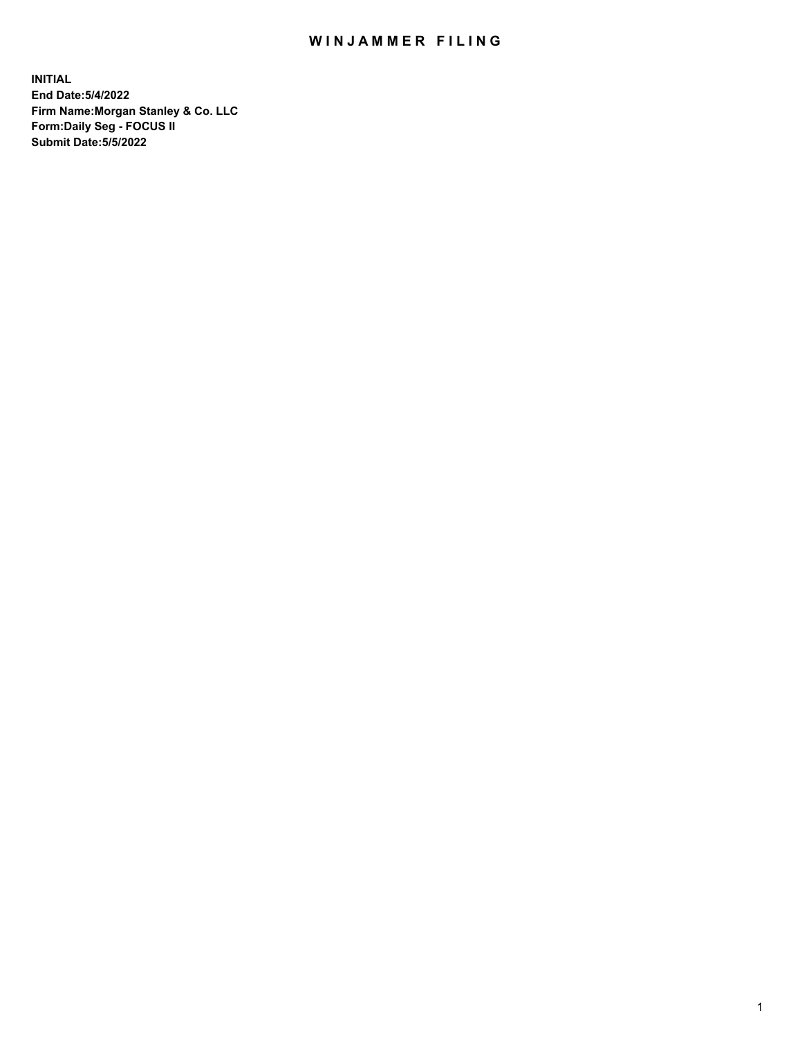# WINJAMMER FILING

**INITIAL**
**End Date:5/4/2022**
**Firm Name:Morgan Stanley & Co. LLC**
**Form:Daily Seg - FOCUS II**
**Submit Date:5/5/2022**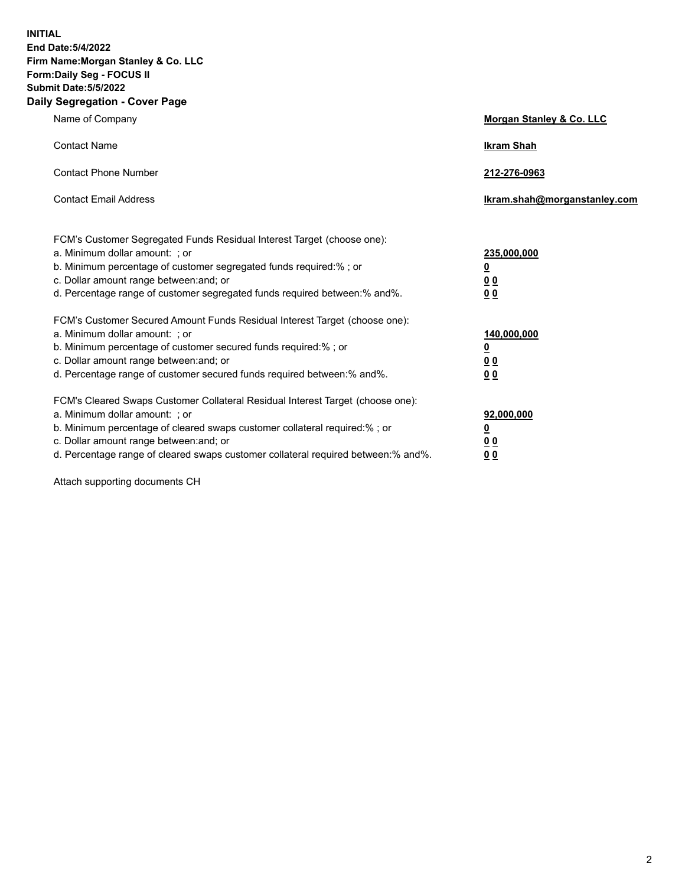**INITIAL**
**End Date:5/4/2022**
**Firm Name:Morgan Stanley & Co. LLC**
**Form:Daily Seg - FOCUS II**
**Submit Date:5/5/2022**

## Daily Segregation - Cover Page

| | |
|---|---|
| Name of Company | **Morgan Stanley & Co. LLC** |
| Contact Name | **Ikram Shah** |
| Contact Phone Number | **212-276-0963** |
| Contact Email Address | **Ikram.shah@morganstanley.com** |

| | |
|---|---|
| FCM's Customer Segregated Funds Residual Interest Target (choose one): | |
| a. Minimum dollar amount: ; or | **235,000,000** |
| b. Minimum percentage of customer segregated funds required:% ; or | **0** |
| c. Dollar amount range between:and; or | **0 0** |
| d. Percentage range of customer segregated funds required between:% and%. | **0 0** |
| FCM's Customer Secured Amount Funds Residual Interest Target (choose one): | |
| a. Minimum dollar amount: ; or | **140,000,000** |
| b. Minimum percentage of customer secured funds required:% ; or | **0** |
| c. Dollar amount range between:and; or | **0 0** |
| d. Percentage range of customer secured funds required between:% and%. | **0 0** |
| FCM's Cleared Swaps Customer Collateral Residual Interest Target (choose one): | |
| a. Minimum dollar amount: ; or | **92,000,000** |
| b. Minimum percentage of cleared swaps customer collateral required:% ; or | **0** |
| c. Dollar amount range between:and; or | **0 0** |
| d. Percentage range of cleared swaps customer collateral required between:% and%. | **0 0** |

Attach supporting documents CH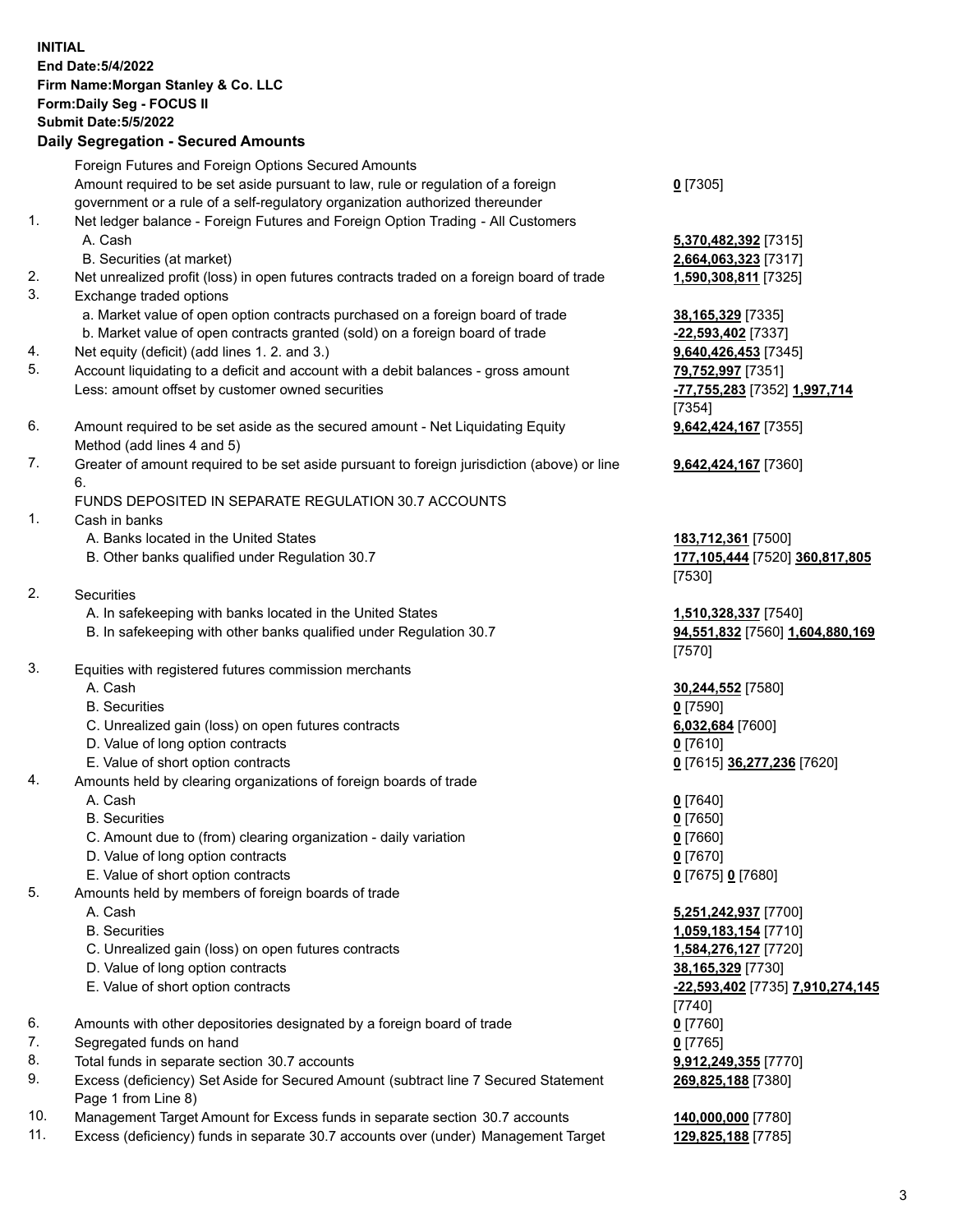**INITIAL**
**End Date:5/4/2022**
**Firm Name:Morgan Stanley & Co. LLC**
**Form:Daily Seg - FOCUS II**
**Submit Date:5/5/2022**

## Daily Segregation - Secured Amounts

| | | |
|---|---|---|
| | Foreign Futures and Foreign Options Secured Amounts | |
| | Amount required to be set aside pursuant to law, rule or regulation of a foreign government or a rule of a self-regulatory organization authorized thereunder | **0** [7305] |
| 1. | Net ledger balance - Foreign Futures and Foreign Option Trading - All Customers | |
| | A. Cash | **5,370,482,392** [7315] |
| | B. Securities (at market) | **2,664,063,323** [7317] |
| 2. | Net unrealized profit (loss) in open futures contracts traded on a foreign board of trade | **1,590,308,811** [7325] |
| 3. | Exchange traded options | |
| | a. Market value of open option contracts purchased on a foreign board of trade | **38,165,329** [7335] |
| | b. Market value of open contracts granted (sold) on a foreign board of trade | **-22,593,402** [7337] |
| 4. | Net equity (deficit) (add lines 1. 2. and 3.) | **9,640,426,453** [7345] |
| 5. | Account liquidating to a deficit and account with a debit balances - gross amount | **79,752,997** [7351] |
| | Less: amount offset by customer owned securities | **-77,755,283** [7352] **1,997,714** [7354] |
| 6. | Amount required to be set aside as the secured amount - Net Liquidating Equity Method (add lines 4 and 5) | **9,642,424,167** [7355] |
| 7. | Greater of amount required to be set aside pursuant to foreign jurisdiction (above) or line 6. | **9,642,424,167** [7360] |
| | FUNDS DEPOSITED IN SEPARATE REGULATION 30.7 ACCOUNTS | |
| 1. | Cash in banks | |
| | A. Banks located in the United States | **183,712,361** [7500] |
| | B. Other banks qualified under Regulation 30.7 | **177,105,444** [7520] **360,817,805** [7530] |
| 2. | Securities | |
| | A. In safekeeping with banks located in the United States | **1,510,328,337** [7540] |
| | B. In safekeeping with other banks qualified under Regulation 30.7 | **94,551,832** [7560] **1,604,880,169** [7570] |
| 3. | Equities with registered futures commission merchants | |
| | A. Cash | **30,244,552** [7580] |
| | B. Securities | **0** [7590] |
| | C. Unrealized gain (loss) on open futures contracts | **6,032,684** [7600] |
| | D. Value of long option contracts | **0** [7610] |
| | E. Value of short option contracts | **0** [7615] **36,277,236** [7620] |
| 4. | Amounts held by clearing organizations of foreign boards of trade | |
| | A. Cash | **0** [7640] |
| | B. Securities | **0** [7650] |
| | C. Amount due to (from) clearing organization - daily variation | **0** [7660] |
| | D. Value of long option contracts | **0** [7670] |
| | E. Value of short option contracts | **0** [7675] **0** [7680] |
| 5. | Amounts held by members of foreign boards of trade | |
| | A. Cash | **5,251,242,937** [7700] |
| | B. Securities | **1,059,183,154** [7710] |
| | C. Unrealized gain (loss) on open futures contracts | **1,584,276,127** [7720] |
| | D. Value of long option contracts | **38,165,329** [7730] |
| | E. Value of short option contracts | **-22,593,402** [7735] **7,910,274,145** [7740] |
| 6. | Amounts with other depositories designated by a foreign board of trade | **0** [7760] |
| 7. | Segregated funds on hand | **0** [7765] |
| 8. | Total funds in separate section 30.7 accounts | **9,912,249,355** [7770] |
| 9. | Excess (deficiency) Set Aside for Secured Amount (subtract line 7 Secured Statement Page 1 from Line 8) | **269,825,188** [7380] |
| 10. | Management Target Amount for Excess funds in separate section 30.7 accounts | **140,000,000** [7780] |
| 11. | Excess (deficiency) funds in separate 30.7 accounts over (under) Management Target | **129,825,188** [7785] |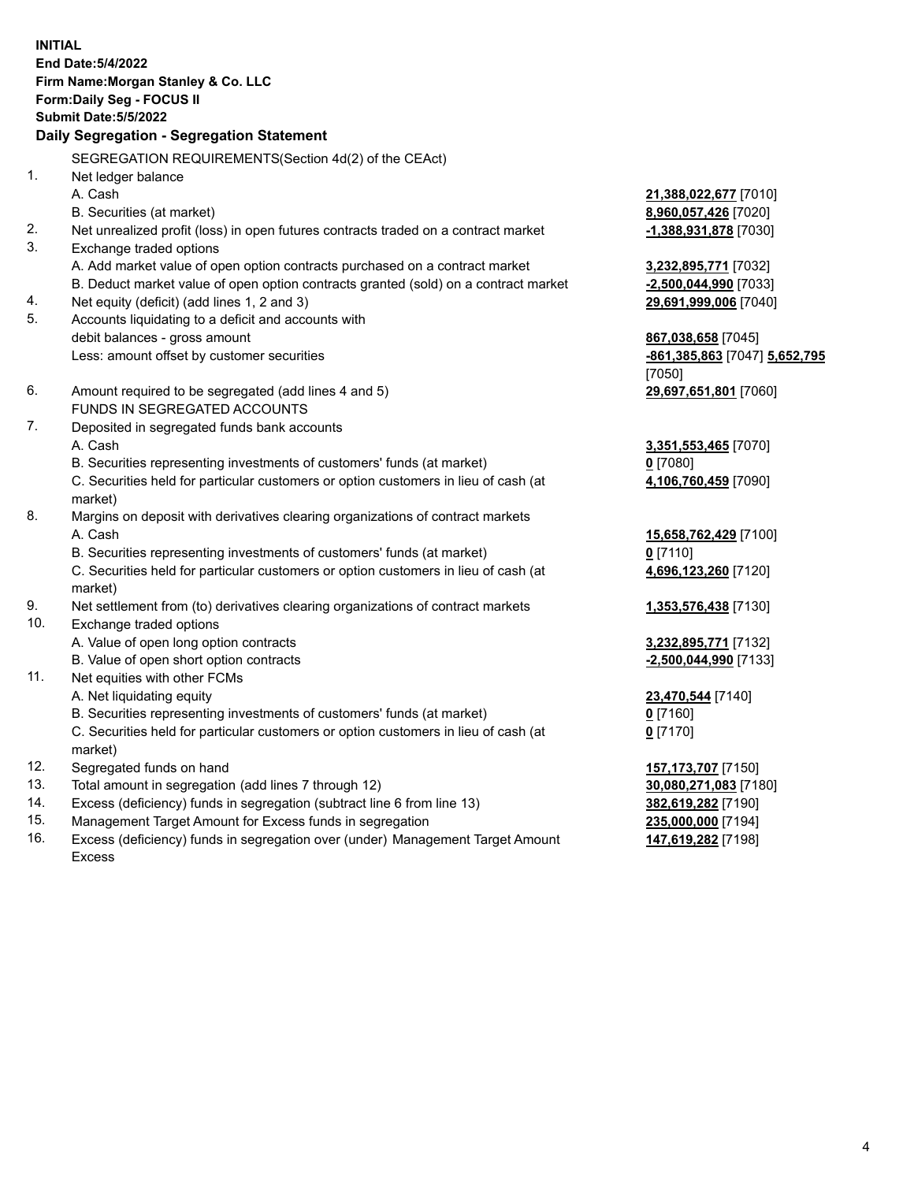**INITIAL**
**End Date:5/4/2022**
**Firm Name:Morgan Stanley & Co. LLC**
**Form:Daily Seg - FOCUS II**
**Submit Date:5/5/2022**

## Daily Segregation - Segregation Statement

SEGREGATION REQUIREMENTS(Section 4d(2) of the CEAct)

| No. | Description | Amount |
|---|---|---|
| 1. | Net ledger balance | |
| | A. Cash | **21,388,022,677** [7010] |
| | B. Securities (at market) | **8,960,057,426** [7020] |
| 2. | Net unrealized profit (loss) in open futures contracts traded on a contract market | **-1,388,931,878** [7030] |
| 3. | Exchange traded options | |
| | A. Add market value of open option contracts purchased on a contract market | **3,232,895,771** [7032] |
| | B. Deduct market value of open option contracts granted (sold) on a contract market | **-2,500,044,990** [7033] |
| 4. | Net equity (deficit) (add lines 1, 2 and 3) | **29,691,999,006** [7040] |
| 5. | Accounts liquidating to a deficit and accounts with debit balances - gross amount | **867,038,658** [7045] |
| | Less: amount offset by customer securities | **-861,385,863** [7047] **5,652,795** [7050] |
| 6. | Amount required to be segregated (add lines 4 and 5) | **29,697,651,801** [7060] |
| | FUNDS IN SEGREGATED ACCOUNTS | |
| 7. | Deposited in segregated funds bank accounts | |
| | A. Cash | **3,351,553,465** [7070] |
| | B. Securities representing investments of customers' funds (at market) | **0** [7080] |
| | C. Securities held for particular customers or option customers in lieu of cash (at market) | **4,106,760,459** [7090] |
| 8. | Margins on deposit with derivatives clearing organizations of contract markets | |
| | A. Cash | **15,658,762,429** [7100] |
| | B. Securities representing investments of customers' funds (at market) | **0** [7110] |
| | C. Securities held for particular customers or option customers in lieu of cash (at market) | **4,696,123,260** [7120] |
| 9. | Net settlement from (to) derivatives clearing organizations of contract markets | **1,353,576,438** [7130] |
| 10. | Exchange traded options | |
| | A. Value of open long option contracts | **3,232,895,771** [7132] |
| | B. Value of open short option contracts | **-2,500,044,990** [7133] |
| 11. | Net equities with other FCMs | |
| | A. Net liquidating equity | **23,470,544** [7140] |
| | B. Securities representing investments of customers' funds (at market) | **0** [7160] |
| | C. Securities held for particular customers or option customers in lieu of cash (at market) | **0** [7170] |
| 12. | Segregated funds on hand | **157,173,707** [7150] |
| 13. | Total amount in segregation (add lines 7 through 12) | **30,080,271,083** [7180] |
| 14. | Excess (deficiency) funds in segregation (subtract line 6 from line 13) | **382,619,282** [7190] |
| 15. | Management Target Amount for Excess funds in segregation | **235,000,000** [7194] |
| 16. | Excess (deficiency) funds in segregation over (under) Management Target Amount Excess | **147,619,282** [7198] |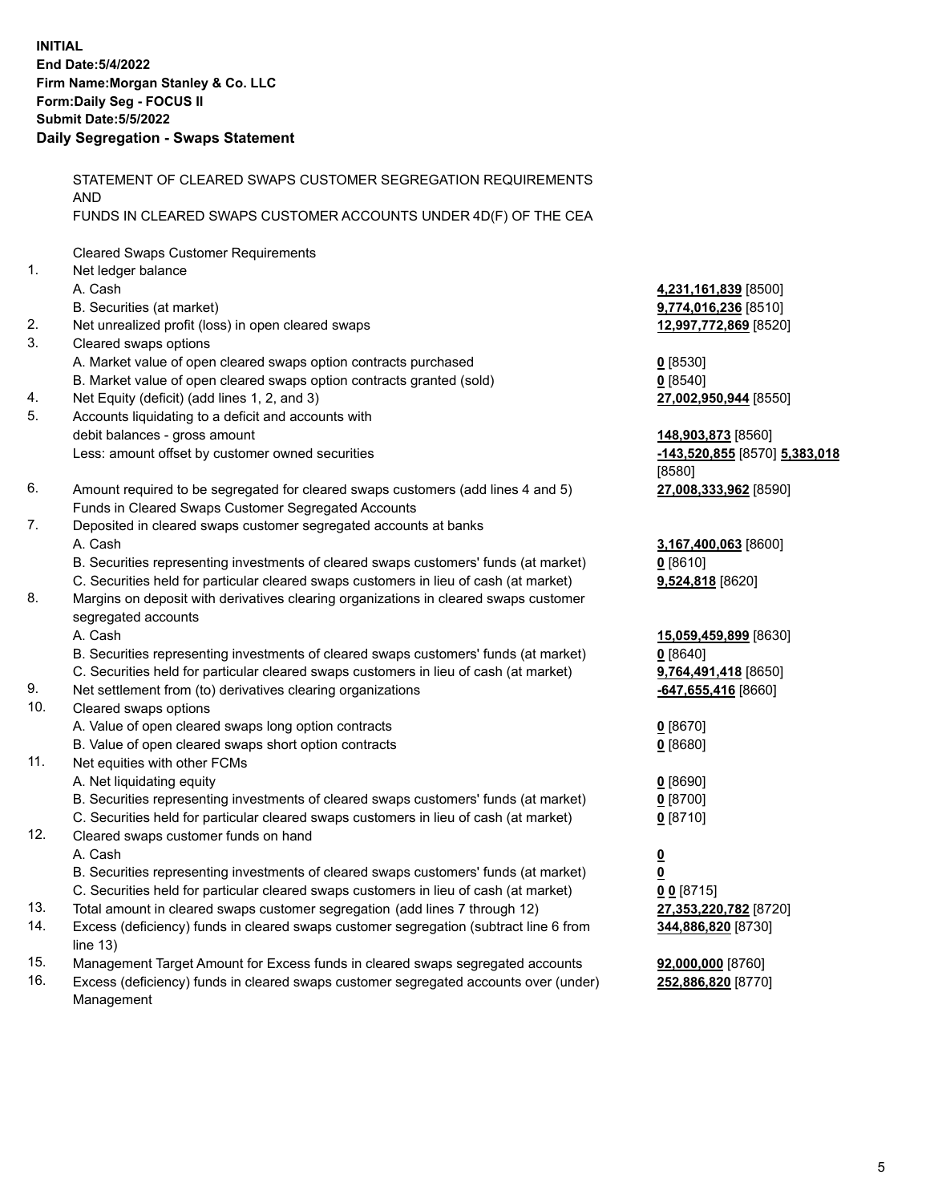**INITIAL**
**End Date:5/4/2022**
**Firm Name:Morgan Stanley & Co. LLC**
**Form:Daily Seg - FOCUS II**
**Submit Date:5/5/2022**
**Daily Segregation - Swaps Statement**

STATEMENT OF CLEARED SWAPS CUSTOMER SEGREGATION REQUIREMENTS AND FUNDS IN CLEARED SWAPS CUSTOMER ACCOUNTS UNDER 4D(F) OF THE CEA

| | | |
|---|---|---|
| | Cleared Swaps Customer Requirements | |
| 1. | Net ledger balance | |
| | A. Cash | **4,231,161,839** [8500] |
| | B. Securities (at market) | **9,774,016,236** [8510] |
| 2. | Net unrealized profit (loss) in open cleared swaps | **12,997,772,869** [8520] |
| 3. | Cleared swaps options | |
| | A. Market value of open cleared swaps option contracts purchased | **0** [8530] |
| | B. Market value of open cleared swaps option contracts granted (sold) | **0** [8540] |
| 4. | Net Equity (deficit) (add lines 1, 2, and 3) | **27,002,950,944** [8550] |
| 5. | Accounts liquidating to a deficit and accounts with debit balances - gross amount | **148,903,873** [8560] |
| | Less: amount offset by customer owned securities | **-143,520,855** [8570] **5,383,018** [8580] |
| 6. | Amount required to be segregated for cleared swaps customers (add lines 4 and 5) | **27,008,333,962** [8590] |
| | Funds in Cleared Swaps Customer Segregated Accounts | |
| 7. | Deposited in cleared swaps customer segregated accounts at banks | |
| | A. Cash | **3,167,400,063** [8600] |
| | B. Securities representing investments of cleared swaps customers' funds (at market) | **0** [8610] |
| | C. Securities held for particular cleared swaps customers in lieu of cash (at market) | **9,524,818** [8620] |
| 8. | Margins on deposit with derivatives clearing organizations in cleared swaps customer segregated accounts | |
| | A. Cash | **15,059,459,899** [8630] |
| | B. Securities representing investments of cleared swaps customers' funds (at market) | **0** [8640] |
| | C. Securities held for particular cleared swaps customers in lieu of cash (at market) | **9,764,491,418** [8650] |
| 9. | Net settlement from (to) derivatives clearing organizations | **-647,655,416** [8660] |
| 10. | Cleared swaps options | |
| | A. Value of open cleared swaps long option contracts | **0** [8670] |
| | B. Value of open cleared swaps short option contracts | **0** [8680] |
| 11. | Net equities with other FCMs | |
| | A. Net liquidating equity | **0** [8690] |
| | B. Securities representing investments of cleared swaps customers' funds (at market) | **0** [8700] |
| | C. Securities held for particular cleared swaps customers in lieu of cash (at market) | **0** [8710] |
| 12. | Cleared swaps customer funds on hand | |
| | A. Cash | **0** |
| | B. Securities representing investments of cleared swaps customers' funds (at market) | **0** |
| | C. Securities held for particular cleared swaps customers in lieu of cash (at market) | **0** **0** [8715] |
| 13. | Total amount in cleared swaps customer segregation (add lines 7 through 12) | **27,353,220,782** [8720] |
| 14. | Excess (deficiency) funds in cleared swaps customer segregation (subtract line 6 from line 13) | **344,886,820** [8730] |
| 15. | Management Target Amount for Excess funds in cleared swaps segregated accounts | **92,000,000** [8760] |
| 16. | Excess (deficiency) funds in cleared swaps customer segregated accounts over (under) Management | **252,886,820** [8770] |